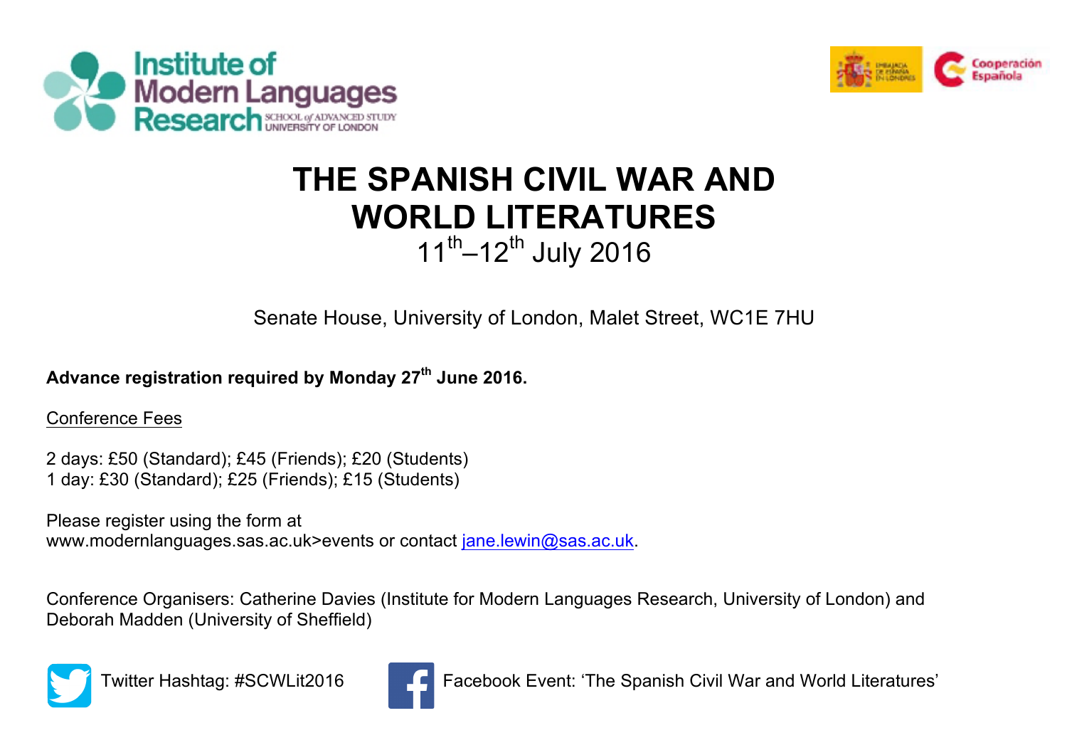# THE SPANISH CIVIL WAR AND WORLD LITERATURES

11th–12th July 2016

Senate House, University of London, Malet Street, WC1E 7HU

**Advance registration required by Monday 27th June 2016.**

Conference Fees

2 days: £50 (Standard); £45 (Friends); £20 (Students)
1 day: £30 (Standard); £25 (Friends); £15 (Students)

Please register using the form at
www.modernlanguages.sas.ac.uk>events or contact jane.lewin@sas.ac.uk.

Conference Organisers: Catherine Davies (Institute for Modern Languages Research, University of London) and Deborah Madden (University of Sheffield)

Twitter Hashtag: #SCWLit2016

Facebook Event: 'The Spanish Civil War and World Literatures'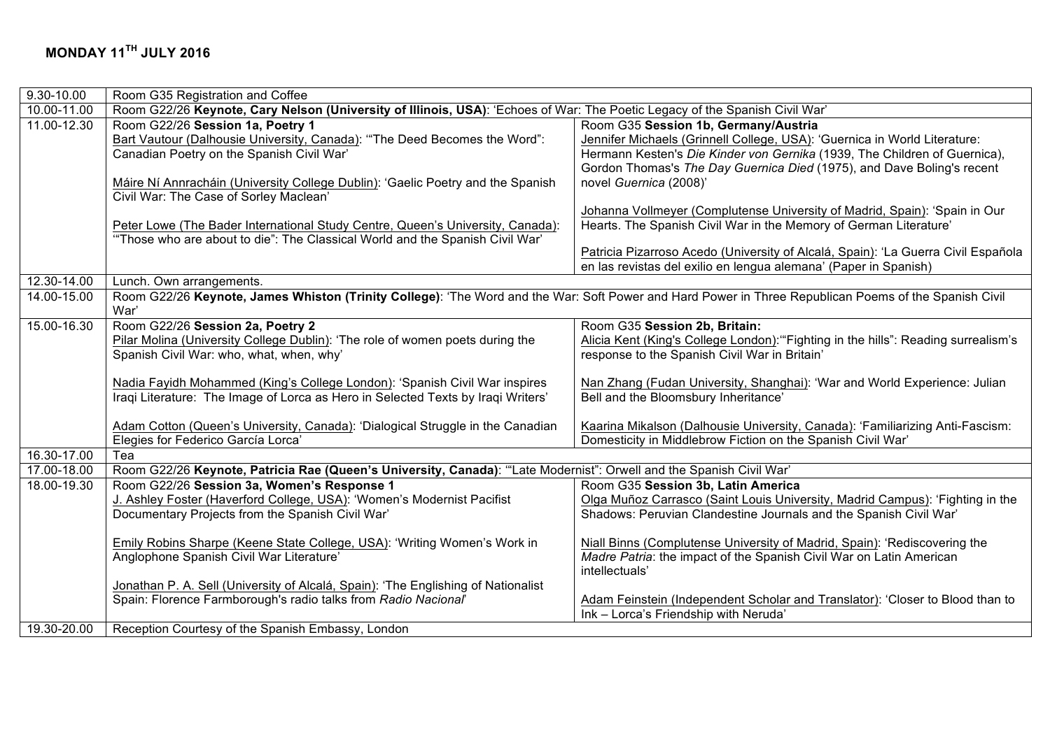## MONDAY 11TH JULY 2016

| Time | Session | |
|---|---|---|
| 9.30-10.00 | Room G35 Registration and Coffee | |
| 10.00-11.00 | Room G22/26 **Keynote, Cary Nelson (University of Illinois, USA)**: 'Echoes of War: The Poetic Legacy of the Spanish Civil War' | |
| 11.00-12.30 | Room G22/26 **Session 1a, Poetry 1**<br><br>Bart Vautour (Dalhousie University, Canada): '"The Deed Becomes the Word": Canadian Poetry on the Spanish Civil War'<br><br>Máire Ní Annracháin (University College Dublin): 'Gaelic Poetry and the Spanish Civil War: The Case of Sorley Maclean'<br><br>Peter Lowe (The Bader International Study Centre, Queen's University, Canada): '"Those who are about to die": The Classical World and the Spanish Civil War' | Room G35 **Session 1b, Germany/Austria**<br><br>Jennifer Michaels (Grinnell College, USA): 'Guernica in World Literature: Hermann Kesten's *Die Kinder von Gernika* (1939, The Children of Guernica), Gordon Thomas's *The Day Guernica Died* (1975), and Dave Boling's recent novel *Guernica* (2008)'<br><br>Johanna Vollmeyer (Complutense University of Madrid, Spain): 'Spain in Our Hearts. The Spanish Civil War in the Memory of German Literature'<br><br>Patricia Pizarroso Acedo (University of Alcalá, Spain): 'La Guerra Civil Española en las revistas del exilio en lengua alemana' (Paper in Spanish) |
| 12.30-14.00 | Lunch. Own arrangements. | |
| 14.00-15.00 | Room G22/26 **Keynote, James Whiston (Trinity College)**: 'The Word and the War: Soft Power and Hard Power in Three Republican Poems of the Spanish Civil War' | |
| 15.00-16.30 | Room G22/26 **Session 2a, Poetry 2**<br><br>Pilar Molina (University College Dublin): 'The role of women poets during the Spanish Civil War: who, what, when, why'<br><br>Nadia Fayidh Mohammed (King's College London): 'Spanish Civil War inspires Iraqi Literature: The Image of Lorca as Hero in Selected Texts by Iraqi Writers'<br><br>Adam Cotton (Queen's University, Canada): 'Dialogical Struggle in the Canadian Elegies for Federico García Lorca' | Room G35 **Session 2b, Britain:**<br><br>Alicia Kent (King's College London):'"Fighting in the hills": Reading surrealism's response to the Spanish Civil War in Britain'<br><br>Nan Zhang (Fudan University, Shanghai): 'War and World Experience: Julian Bell and the Bloomsbury Inheritance'<br><br>Kaarina Mikalson (Dalhousie University, Canada): 'Familiarizing Anti-Fascism: Domesticity in Middlebrow Fiction on the Spanish Civil War' |
| 16.30-17.00 | Tea | |
| 17.00-18.00 | Room G22/26 **Keynote, Patricia Rae (Queen's University, Canada)**: '"Late Modernist": Orwell and the Spanish Civil War' | |
| 18.00-19.30 | Room G22/26 **Session 3a, Women's Response 1**<br><br>J. Ashley Foster (Haverford College, USA): 'Women's Modernist Pacifist Documentary Projects from the Spanish Civil War'<br><br>Emily Robins Sharpe (Keene State College, USA): 'Writing Women's Work in Anglophone Spanish Civil War Literature'<br><br>Jonathan P. A. Sell (University of Alcalá, Spain): 'The Englishing of Nationalist Spain: Florence Farmborough's radio talks from *Radio Nacional*' | Room G35 **Session 3b, Latin America**<br><br>Olga Muñoz Carrasco (Saint Louis University, Madrid Campus): 'Fighting in the Shadows: Peruvian Clandestine Journals and the Spanish Civil War'<br><br>Niall Binns (Complutense University of Madrid, Spain): 'Rediscovering the *Madre Patria*: the impact of the Spanish Civil War on Latin American intellectuals'<br><br>Adam Feinstein (Independent Scholar and Translator): 'Closer to Blood than to Ink – Lorca's Friendship with Neruda' |
| 19.30-20.00 | Reception Courtesy of the Spanish Embassy, London | |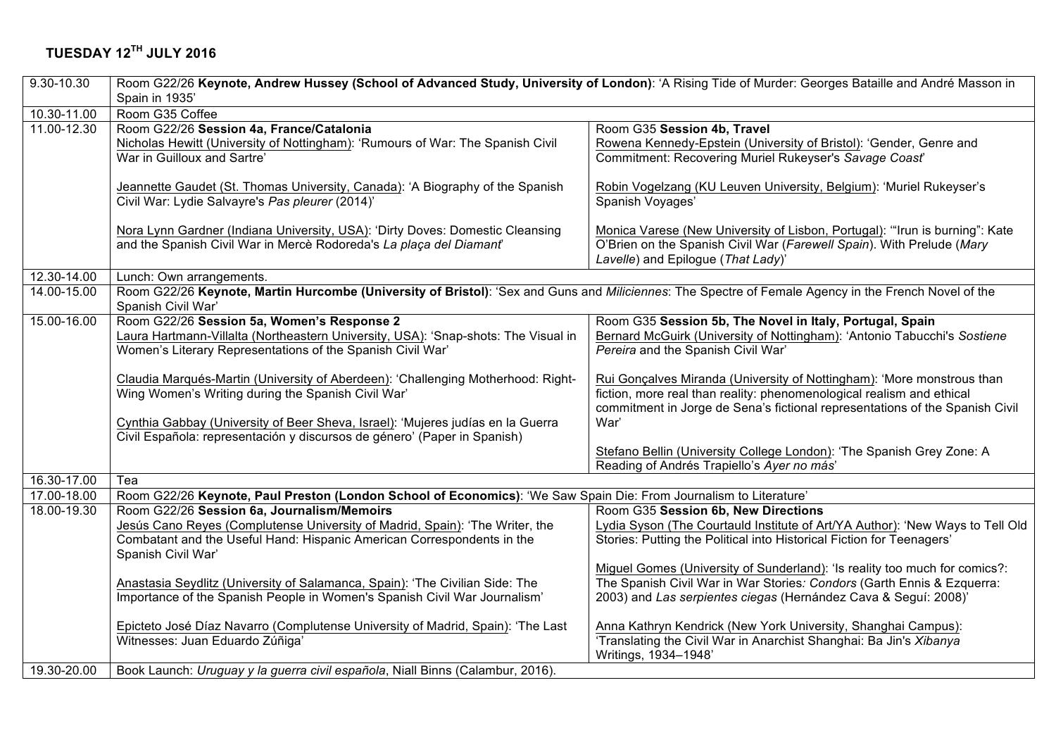# TUESDAY 12TH JULY 2016

| | | |
|---|---|---|
| 9.30-10.30 | Room G22/26 **Keynote, Andrew Hussey (School of Advanced Study, University of London)**: 'A Rising Tide of Murder: Georges Bataille and André Masson in Spain in 1935' | |
| 10.30-11.00 | Room G35 Coffee | |
| 11.00-12.30 | Room G22/26 **Session 4a, France/Catalonia**<br>Nicholas Hewitt (University of Nottingham): 'Rumours of War: The Spanish Civil War in Guilloux and Sartre'<br><br>Jeannette Gaudet (St. Thomas University, Canada): 'A Biography of the Spanish Civil War: Lydie Salvayre's *Pas pleurer* (2014)'<br><br>Nora Lynn Gardner (Indiana University, USA): 'Dirty Doves: Domestic Cleansing and the Spanish Civil War in Mercè Rodoreda's *La plaça del Diamant*' | Room G35 **Session 4b, Travel**<br>Rowena Kennedy-Epstein (University of Bristol): 'Gender, Genre and Commitment: Recovering Muriel Rukeyser's *Savage Coast*'<br><br>Robin Vogelzang (KU Leuven University, Belgium): 'Muriel Rukeyser's Spanish Voyages'<br><br>Monica Varese (New University of Lisbon, Portugal): '"Irun is burning": Kate O'Brien on the Spanish Civil War (*Farewell Spain*). With Prelude (*Mary Lavelle*) and Epilogue (*That Lady*)' |
| 12.30-14.00 | Lunch: Own arrangements. | |
| 14.00-15.00 | Room G22/26 **Keynote, Martin Hurcombe (University of Bristol)**: 'Sex and Guns and *Miliciennes*: The Spectre of Female Agency in the French Novel of the Spanish Civil War' | |
| 15.00-16.00 | Room G22/26 **Session 5a, Women's Response 2**<br>Laura Hartmann-Villalta (Northeastern University, USA): 'Snap-shots: The Visual in Women's Literary Representations of the Spanish Civil War'<br><br>Claudia Marqués-Martin (University of Aberdeen): 'Challenging Motherhood: Right-Wing Women's Writing during the Spanish Civil War'<br><br>Cynthia Gabbay (University of Beer Sheva, Israel): 'Mujeres judías en la Guerra Civil Española: representación y discursos de género' (Paper in Spanish) | Room G35 **Session 5b, The Novel in Italy, Portugal, Spain**<br>Bernard McGuirk (University of Nottingham): 'Antonio Tabucchi's *Sostiene Pereira* and the Spanish Civil War'<br><br>Rui Gonçalves Miranda (University of Nottingham): 'More monstrous than fiction, more real than reality: phenomenological realism and ethical commitment in Jorge de Sena's fictional representations of the Spanish Civil War'<br><br>Stefano Bellin (University College London): 'The Spanish Grey Zone: A Reading of Andrés Trapiello's *Ayer no más*' |
| 16.30-17.00 | Tea | |
| 17.00-18.00 | Room G22/26 **Keynote, Paul Preston (London School of Economics)**: 'We Saw Spain Die: From Journalism to Literature' | |
| 18.00-19.30 | Room G22/26 **Session 6a, Journalism/Memoirs**<br>Jesús Cano Reyes (Complutense University of Madrid, Spain): 'The Writer, the Combatant and the Useful Hand: Hispanic American Correspondents in the Spanish Civil War'<br><br>Anastasia Seydlitz (University of Salamanca, Spain): 'The Civilian Side: The Importance of the Spanish People in Women's Spanish Civil War Journalism'<br><br>Epicteto José Díaz Navarro (Complutense University of Madrid, Spain): 'The Last Witnesses: Juan Eduardo Zúñiga' | Room G35 **Session 6b, New Directions**<br>Lydia Syson (The Courtauld Institute of Art/YA Author): 'New Ways to Tell Old Stories: Putting the Political into Historical Fiction for Teenagers'<br><br>Miguel Gomes (University of Sunderland): 'Is reality too much for comics?: The Spanish Civil War in War Stories*: Condors* (Garth Ennis & Ezquerra: 2003) and *Las serpientes ciegas* (Hernández Cava & Seguí: 2008)'<br><br>Anna Kathryn Kendrick (New York University, Shanghai Campus): 'Translating the Civil War in Anarchist Shanghai: Ba Jin's *Xibanya* Writings, 1934–1948' |
| 19.30-20.00 | Book Launch: *Uruguay y la guerra civil española*, Niall Binns (Calambur, 2016). | |